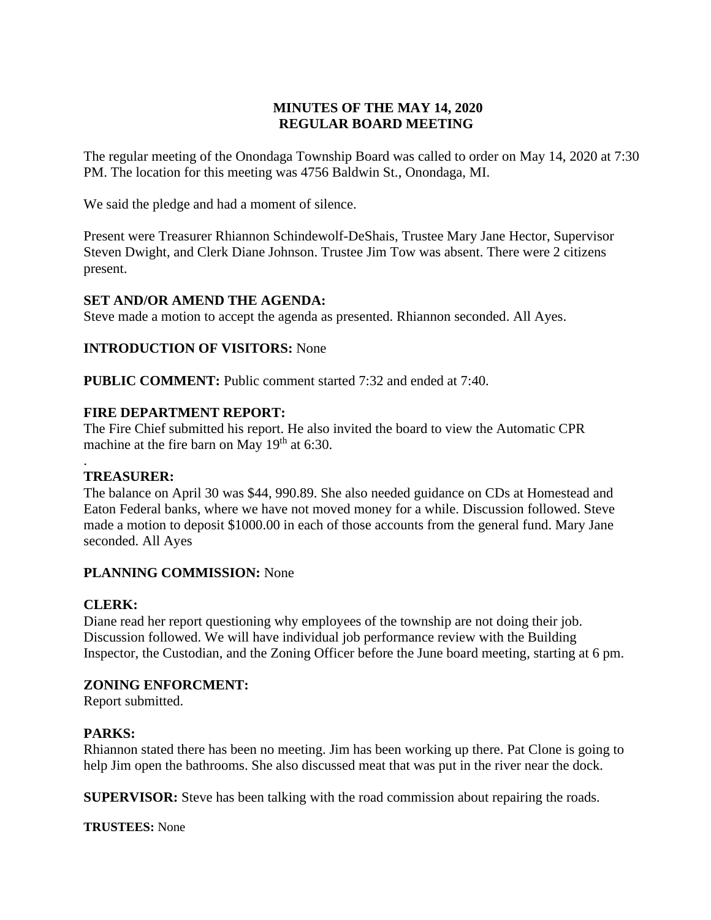# MINUTES OF THE MAY 14, 2020
# REGULAR BOARD MEETING

The regular meeting of the Onondaga Township Board was called to order on May 14, 2020 at 7:30 PM. The location for this meeting was 4756 Baldwin St., Onondaga, MI.

We said the pledge and had a moment of silence.

Present were Treasurer Rhiannon Schindewolf-DeShais, Trustee Mary Jane Hector, Supervisor Steven Dwight, and Clerk Diane Johnson. Trustee Jim Tow was absent. There were 2 citizens present.

**SET AND/OR AMEND THE AGENDA:**
Steve made a motion to accept the agenda as presented. Rhiannon seconded. All Ayes.

**INTRODUCTION OF VISITORS:** None

**PUBLIC COMMENT:** Public comment started 7:32 and ended at 7:40.

**FIRE DEPARTMENT REPORT:**
The Fire Chief submitted his report. He also invited the board to view the Automatic CPR machine at the fire barn on May 19th at 6:30.

.

**TREASURER:**
The balance on April 30 was $44, 990.89. She also needed guidance on CDs at Homestead and Eaton Federal banks, where we have not moved money for a while. Discussion followed. Steve made a motion to deposit $1000.00 in each of those accounts from the general fund. Mary Jane seconded. All Ayes

**PLANNING COMMISSION:** None

**CLERK:**
Diane read her report questioning why employees of the township are not doing their job. Discussion followed. We will have individual job performance review with the Building Inspector, the Custodian, and the Zoning Officer before the June board meeting, starting at 6 pm.

**ZONING ENFORCMENT:**
Report submitted.

**PARKS:**
Rhiannon stated there has been no meeting. Jim has been working up there. Pat Clone is going to help Jim open the bathrooms. She also discussed meat that was put in the river near the dock.

**SUPERVISOR:** Steve has been talking with the road commission about repairing the roads.

**TRUSTEES:** None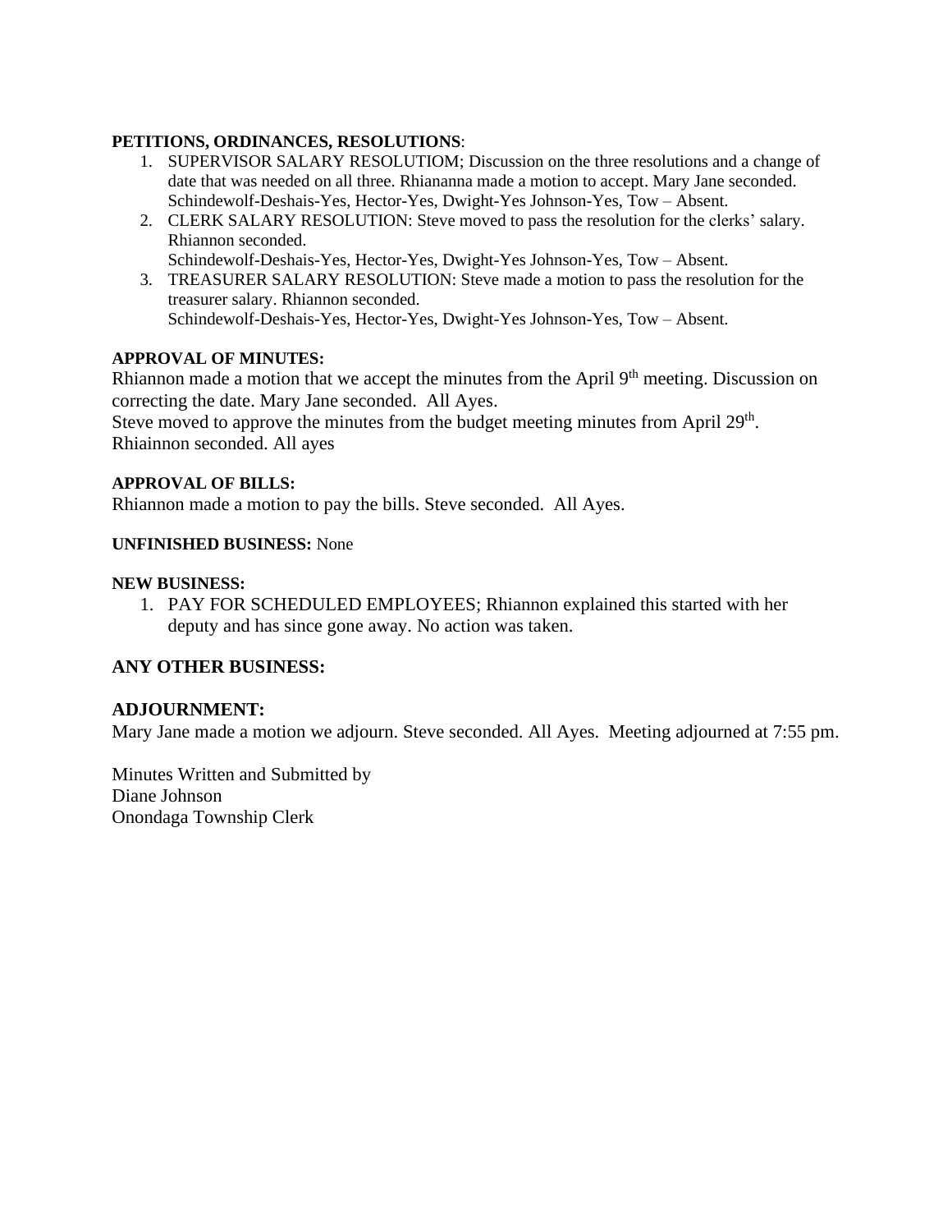**PETITIONS, ORDINANCES, RESOLUTIONS**:

1. SUPERVISOR SALARY RESOLUTIOM; Discussion on the three resolutions and a change of date that was needed on all three. Rhiananna made a motion to accept. Mary Jane seconded. Schindewolf-Deshais-Yes, Hector-Yes, Dwight-Yes Johnson-Yes, Tow – Absent.
2. CLERK SALARY RESOLUTION: Steve moved to pass the resolution for the clerks' salary. Rhiannon seconded.
   Schindewolf-Deshais-Yes, Hector-Yes, Dwight-Yes Johnson-Yes, Tow – Absent.
3. TREASURER SALARY RESOLUTION: Steve made a motion to pass the resolution for the treasurer salary. Rhiannon seconded.
   Schindewolf-Deshais-Yes, Hector-Yes, Dwight-Yes Johnson-Yes, Tow – Absent.

**APPROVAL OF MINUTES:**

Rhiannon made a motion that we accept the minutes from the April 9th meeting. Discussion on correcting the date. Mary Jane seconded. All Ayes.
Steve moved to approve the minutes from the budget meeting minutes from April 29th. Rhiainnon seconded. All ayes

**APPROVAL OF BILLS:**

Rhiannon made a motion to pay the bills. Steve seconded. All Ayes.

**UNFINISHED BUSINESS:** None

**NEW BUSINESS:**

1. PAY FOR SCHEDULED EMPLOYEES; Rhiannon explained this started with her deputy and has since gone away. No action was taken.

**ANY OTHER BUSINESS:**

**ADJOURNMENT:**

Mary Jane made a motion we adjourn. Steve seconded. All Ayes. Meeting adjourned at 7:55 pm.

Minutes Written and Submitted by
Diane Johnson
Onondaga Township Clerk